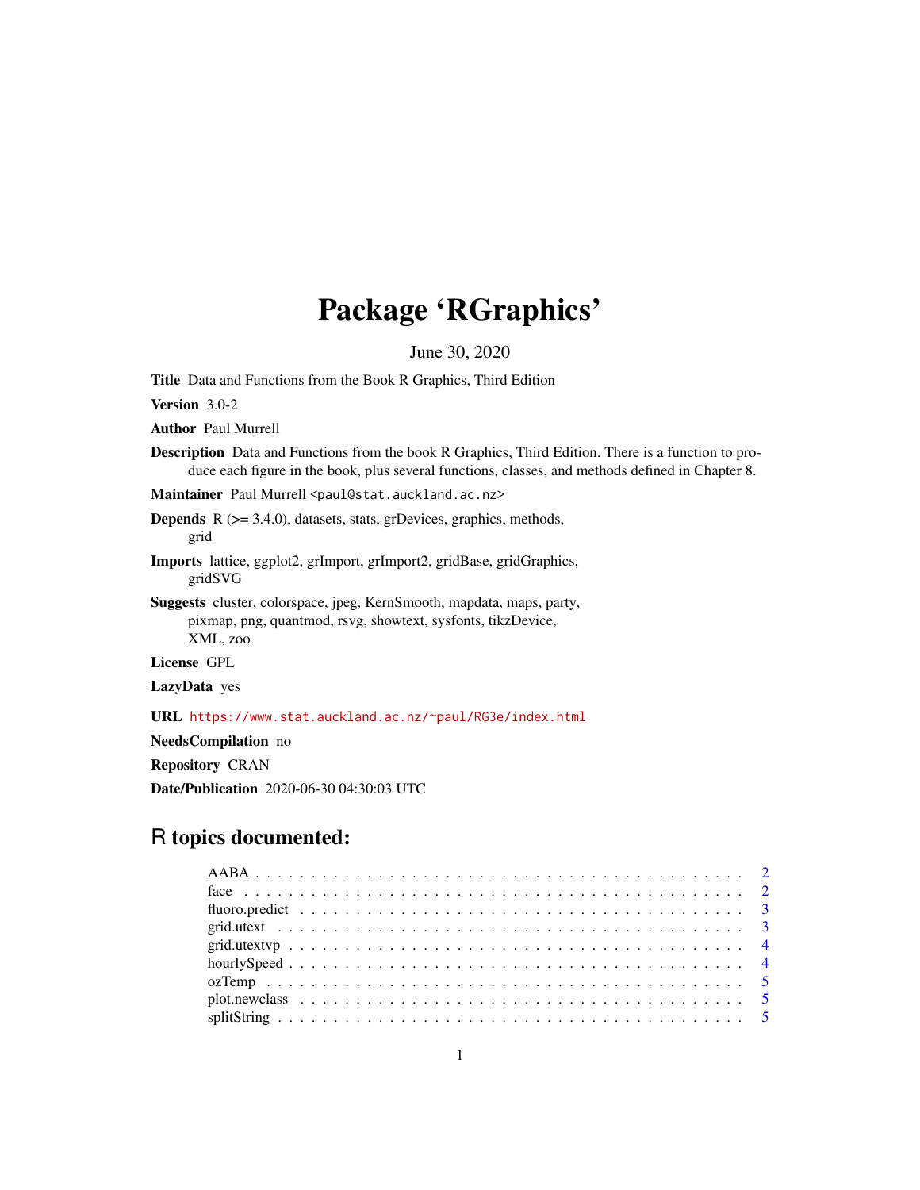# Package 'RGraphics'

June 30, 2020

**Title** Data and Functions from the Book R Graphics, Third Edition

**Version** 3.0-2

**Author** Paul Murrell

**Description** Data and Functions from the book R Graphics, Third Edition. There is a function to produce each figure in the book, plus several functions, classes, and methods defined in Chapter 8.

**Maintainer** Paul Murrell <paul@stat.auckland.ac.nz>

**Depends** R (>= 3.4.0), datasets, stats, grDevices, graphics, methods, grid

**Imports** lattice, ggplot2, grImport, grImport2, gridBase, gridGraphics, gridSVG

**Suggests** cluster, colorspace, jpeg, KernSmooth, mapdata, maps, party, pixmap, png, quantmod, rsvg, showtext, sysfonts, tikzDevice, XML, zoo

**License** GPL

**LazyData** yes

**URL** https://www.stat.auckland.ac.nz/~paul/RG3e/index.html

**NeedsCompilation** no

**Repository** CRAN

**Date/Publication** 2020-06-30 04:30:03 UTC

## R topics documented:

- AABA . . . . . . . . . . . . . . . . . . . . . . . . . . . . . . . . . . . . . . . . . . 2
- face . . . . . . . . . . . . . . . . . . . . . . . . . . . . . . . . . . . . . . . . . . 2
- fluoro.predict . . . . . . . . . . . . . . . . . . . . . . . . . . . . . . . . . . . . . 3
- grid.utext . . . . . . . . . . . . . . . . . . . . . . . . . . . . . . . . . . . . . . . 3
- grid.utextvp . . . . . . . . . . . . . . . . . . . . . . . . . . . . . . . . . . . . . . 4
- hourlySpeed . . . . . . . . . . . . . . . . . . . . . . . . . . . . . . . . . . . . . . 4
- ozTemp . . . . . . . . . . . . . . . . . . . . . . . . . . . . . . . . . . . . . . . . 5
- plot.newclass . . . . . . . . . . . . . . . . . . . . . . . . . . . . . . . . . . . . . 5
- splitString . . . . . . . . . . . . . . . . . . . . . . . . . . . . . . . . . . . . . . 5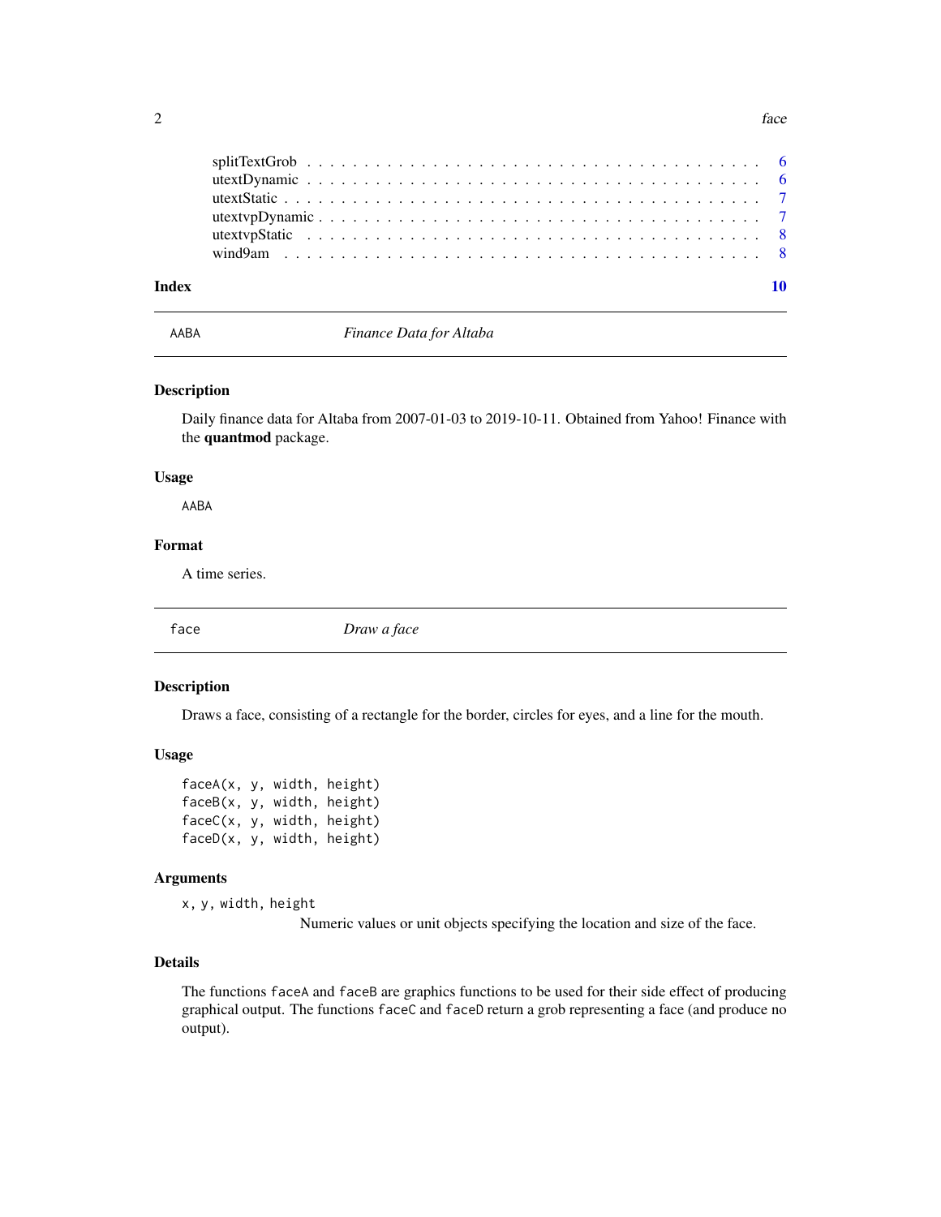splitTextGrob . . . . . . . . . . . . . . . . . . . . . . . . . . . . . . . . . . . . . . 6
utextDynamic . . . . . . . . . . . . . . . . . . . . . . . . . . . . . . . . . . . . . . 6
utextStatic . . . . . . . . . . . . . . . . . . . . . . . . . . . . . . . . . . . . . . . 7
utextvpDynamic . . . . . . . . . . . . . . . . . . . . . . . . . . . . . . . . . . . . . 7
utextvpStatic . . . . . . . . . . . . . . . . . . . . . . . . . . . . . . . . . . . . . . 8
wind9am . . . . . . . . . . . . . . . . . . . . . . . . . . . . . . . . . . . . . . . . 8

**Index** **10**

---

## AABA — *Finance Data for Altaba*

### Description

Daily finance data for Altaba from 2007-01-03 to 2019-10-11. Obtained from Yahoo! Finance with the **quantmod** package.

### Usage

```
AABA
```

### Format

A time series.

---

## face — *Draw a face*

### Description

Draws a face, consisting of a rectangle for the border, circles for eyes, and a line for the mouth.

### Usage

```
faceA(x, y, width, height)
faceB(x, y, width, height)
faceC(x, y, width, height)
faceD(x, y, width, height)
```

### Arguments

`x, y, width, height`
: Numeric values or unit objects specifying the location and size of the face.

### Details

The functions `faceA` and `faceB` are graphics functions to be used for their side effect of producing graphical output. The functions `faceC` and `faceD` return a grob representing a face (and produce no output).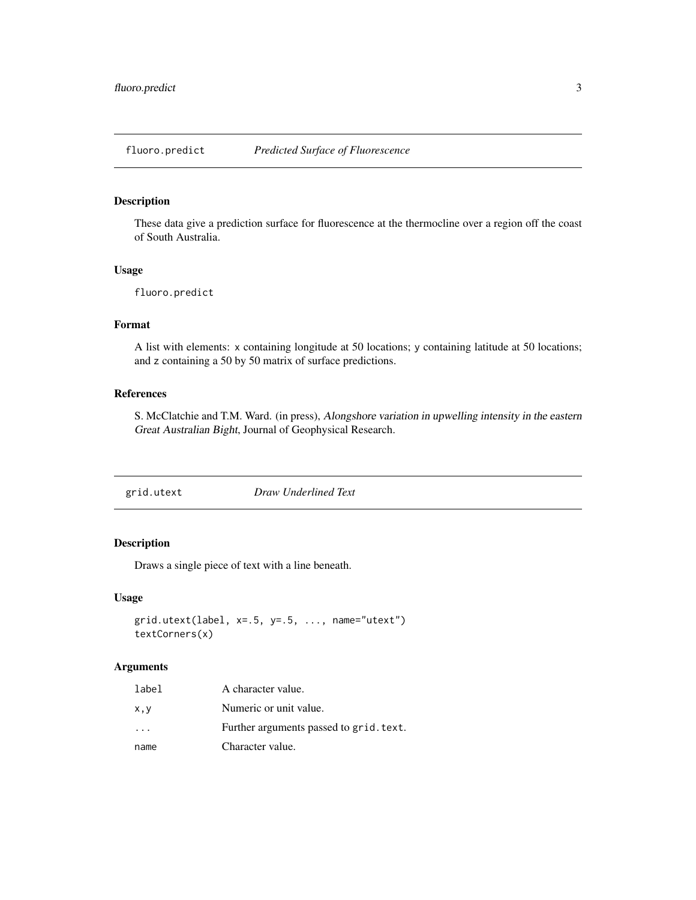## fluoro.predict *Predicted Surface of Fluorescence*

### Description

These data give a prediction surface for fluorescence at the thermocline over a region off the coast of South Australia.

### Usage

```
fluoro.predict
```

### Format

A list with elements: `x` containing longitude at 50 locations; `y` containing latitude at 50 locations; and `z` containing a 50 by 50 matrix of surface predictions.

### References

S. McClatchie and T.M. Ward. (in press), *Alongshore variation in upwelling intensity in the eastern Great Australian Bight*, Journal of Geophysical Research.

## grid.utext *Draw Underlined Text*

### Description

Draws a single piece of text with a line beneath.

### Usage

```
grid.utext(label, x=.5, y=.5, ..., name="utext")
textCorners(x)
```

### Arguments

| | |
|---|---|
| `label` | A character value. |
| `x,y` | Numeric or unit value. |
| `...` | Further arguments passed to `grid.text`. |
| `name` | Character value. |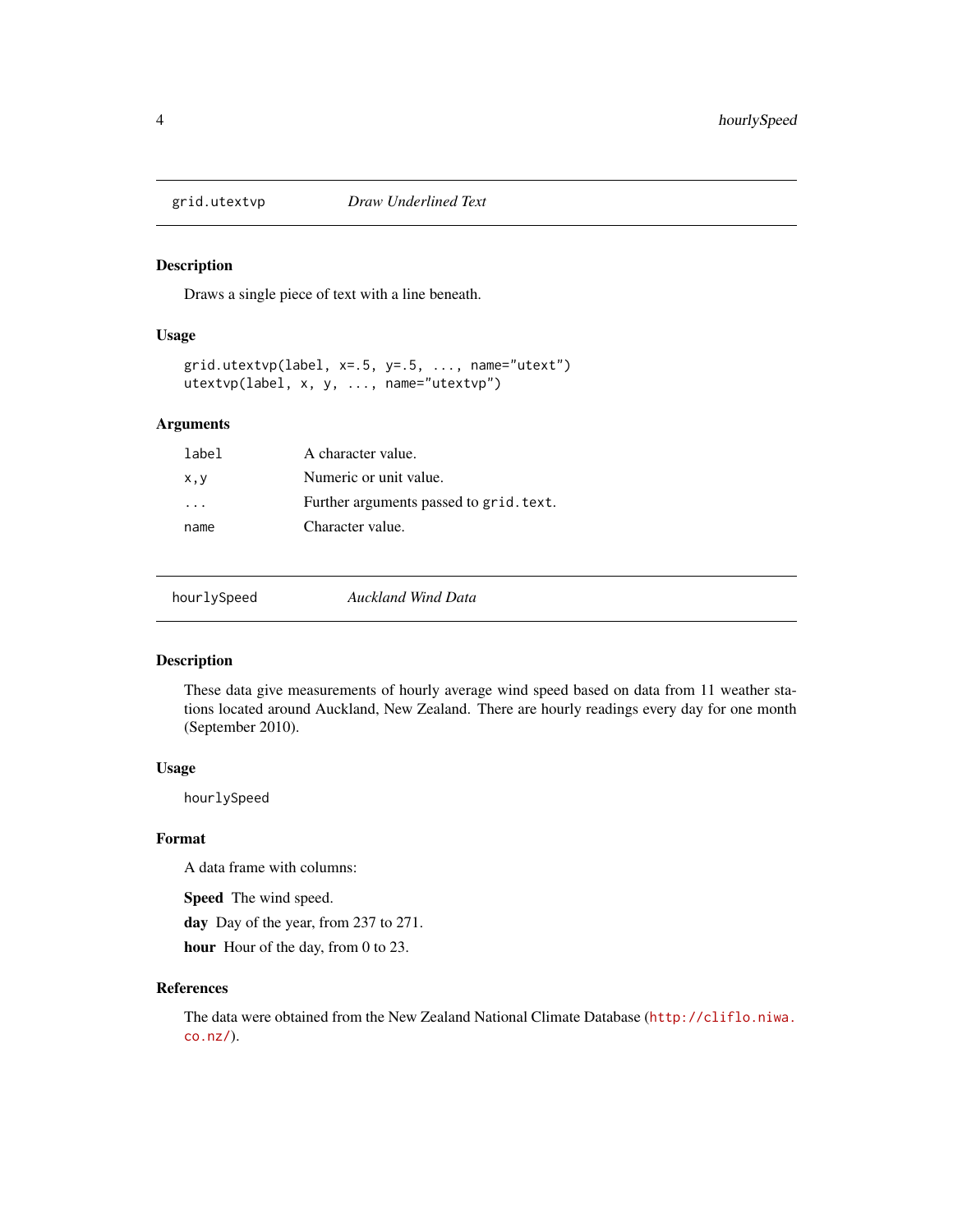## grid.utextvp *Draw Underlined Text*

### Description

Draws a single piece of text with a line beneath.

### Usage

```
grid.utextvp(label, x=.5, y=.5, ..., name="utext")
utextvp(label, x, y, ..., name="utextvp")
```

### Arguments

| | |
|---|---|
| `label` | A character value. |
| `x,y` | Numeric or unit value. |
| `...` | Further arguments passed to `grid.text`. |
| `name` | Character value. |

## hourlySpeed *Auckland Wind Data*

### Description

These data give measurements of hourly average wind speed based on data from 11 weather stations located around Auckland, New Zealand. There are hourly readings every day for one month (September 2010).

### Usage

```
hourlySpeed
```

### Format

A data frame with columns:

**Speed** The wind speed.

**day** Day of the year, from 237 to 271.

**hour** Hour of the day, from 0 to 23.

### References

The data were obtained from the New Zealand National Climate Database (http://cliflo.niwa.co.nz/).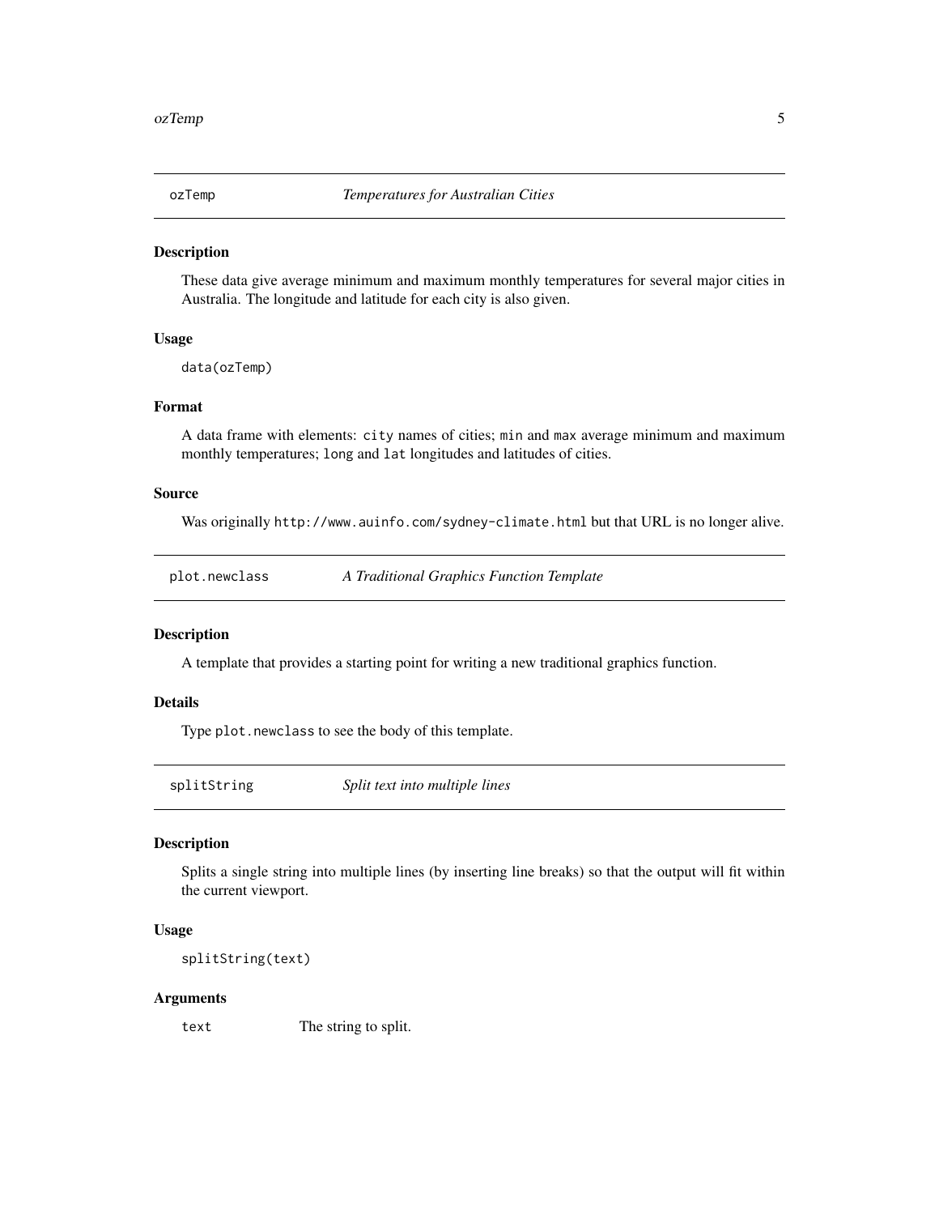## `ozTemp` *Temperatures for Australian Cities*

### Description

These data give average minimum and maximum monthly temperatures for several major cities in Australia. The longitude and latitude for each city is also given.

### Usage

```
data(ozTemp)
```

### Format

A data frame with elements: `city` names of cities; `min` and `max` average minimum and maximum monthly temperatures; `long` and `lat` longitudes and latitudes of cities.

### Source

Was originally `http://www.auinfo.com/sydney-climate.html` but that URL is no longer alive.

## `plot.newclass` *A Traditional Graphics Function Template*

### Description

A template that provides a starting point for writing a new traditional graphics function.

### Details

Type `plot.newclass` to see the body of this template.

## `splitString` *Split text into multiple lines*

### Description

Splits a single string into multiple lines (by inserting line breaks) so that the output will fit within the current viewport.

### Usage

```
splitString(text)
```

### Arguments

| | |
|---|---|
| `text` | The string to split. |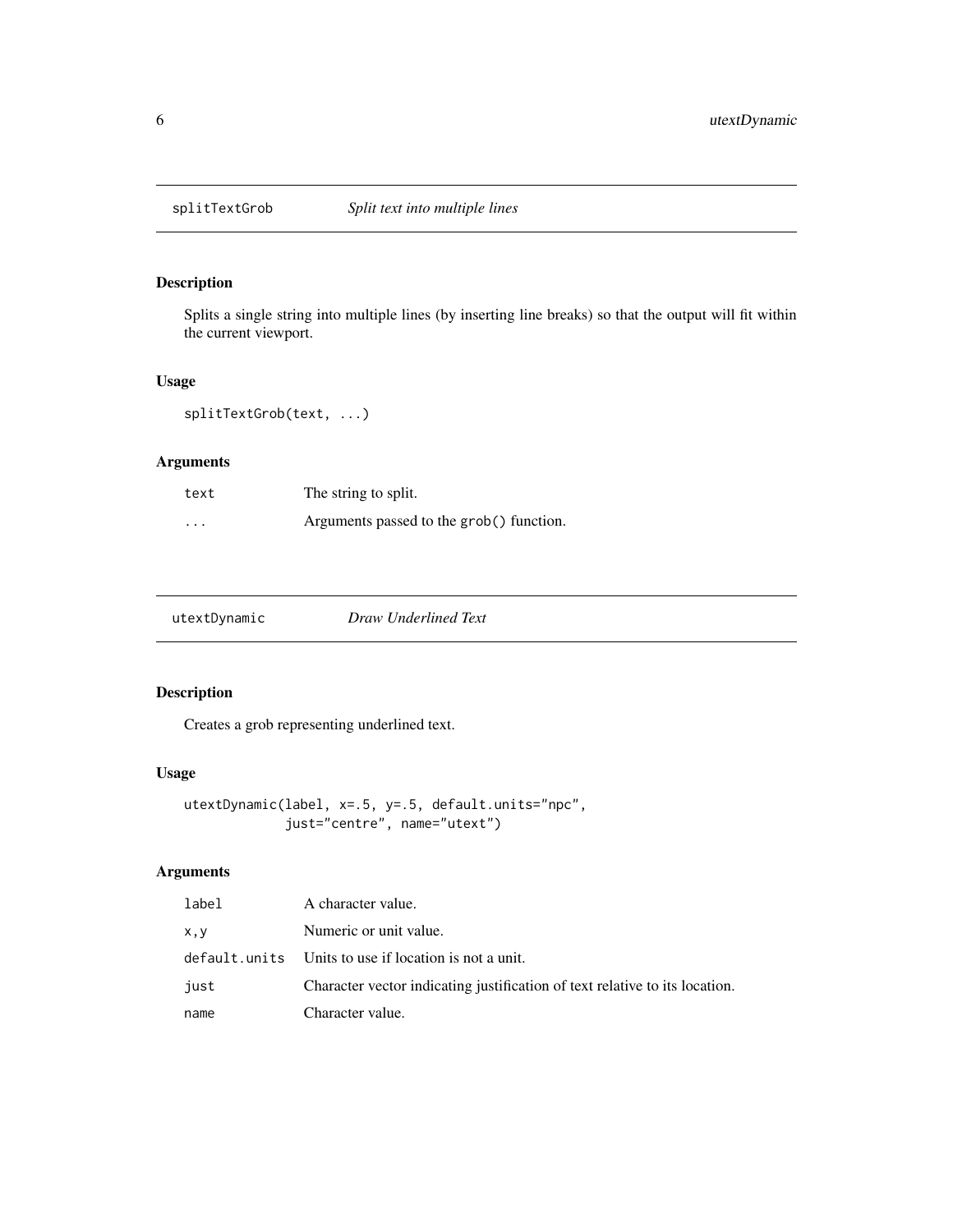## splitTextGrob *Split text into multiple lines*

### Description

Splits a single string into multiple lines (by inserting line breaks) so that the output will fit within the current viewport.

### Usage

```
splitTextGrob(text, ...)
```

### Arguments

| | |
|---|---|
| `text` | The string to split. |
| `...` | Arguments passed to the `grob()` function. |

## utextDynamic *Draw Underlined Text*

### Description

Creates a grob representing underlined text.

### Usage

```
utextDynamic(label, x=.5, y=.5, default.units="npc",
             just="centre", name="utext")
```

### Arguments

| | |
|---|---|
| `label` | A character value. |
| `x,y` | Numeric or unit value. |
| `default.units` | Units to use if location is not a unit. |
| `just` | Character vector indicating justification of text relative to its location. |
| `name` | Character value. |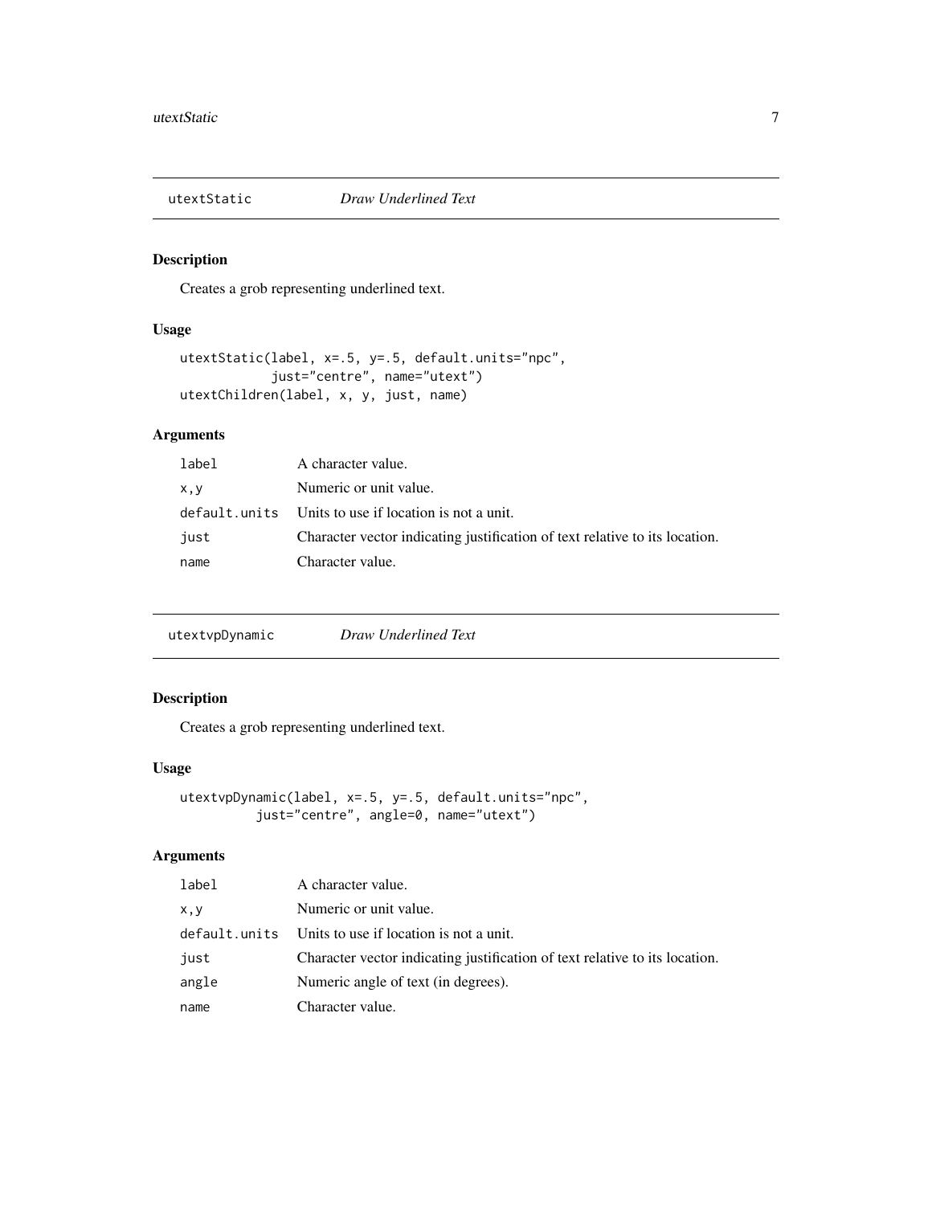## utextStatic *Draw Underlined Text*

### Description

Creates a grob representing underlined text.

### Usage

```
utextStatic(label, x=.5, y=.5, default.units="npc",
            just="centre", name="utext")
utextChildren(label, x, y, just, name)
```

### Arguments

| | |
|---|---|
| `label` | A character value. |
| `x,y` | Numeric or unit value. |
| `default.units` | Units to use if location is not a unit. |
| `just` | Character vector indicating justification of text relative to its location. |
| `name` | Character value. |

## utextvpDynamic *Draw Underlined Text*

### Description

Creates a grob representing underlined text.

### Usage

```
utextvpDynamic(label, x=.5, y=.5, default.units="npc",
          just="centre", angle=0, name="utext")
```

### Arguments

| | |
|---|---|
| `label` | A character value. |
| `x,y` | Numeric or unit value. |
| `default.units` | Units to use if location is not a unit. |
| `just` | Character vector indicating justification of text relative to its location. |
| `angle` | Numeric angle of text (in degrees). |
| `name` | Character value. |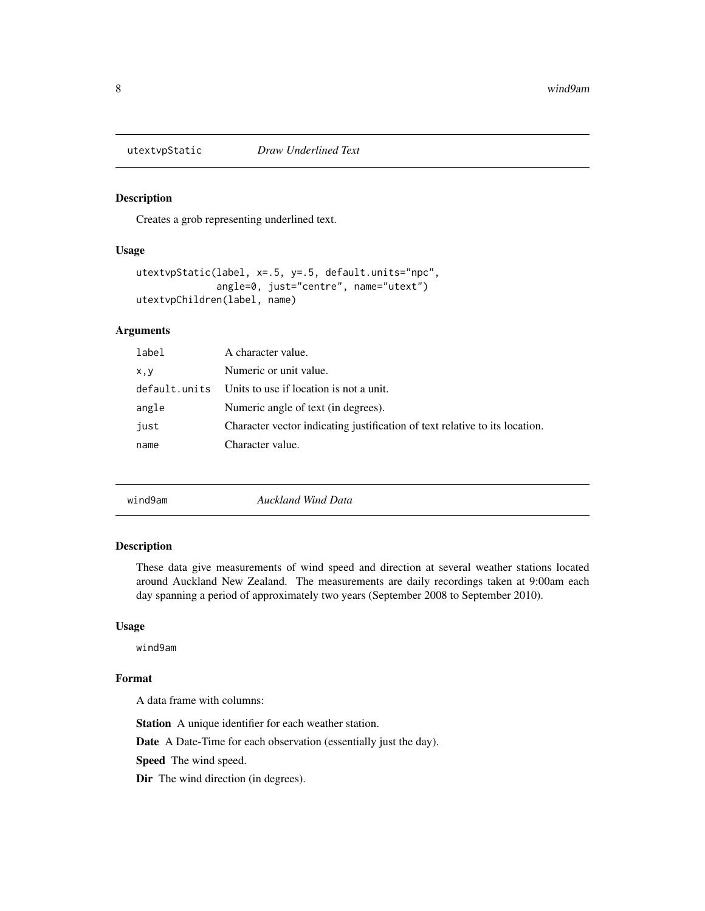## utextvpStatic *Draw Underlined Text*

### Description

Creates a grob representing underlined text.

### Usage

```
utextvpStatic(label, x=.5, y=.5, default.units="npc",
              angle=0, just="centre", name="utext")
utextvpChildren(label, name)
```

### Arguments

| | |
|---|---|
| `label` | A character value. |
| `x,y` | Numeric or unit value. |
| `default.units` | Units to use if location is not a unit. |
| `angle` | Numeric angle of text (in degrees). |
| `just` | Character vector indicating justification of text relative to its location. |
| `name` | Character value. |

## wind9am *Auckland Wind Data*

### Description

These data give measurements of wind speed and direction at several weather stations located around Auckland New Zealand. The measurements are daily recordings taken at 9:00am each day spanning a period of approximately two years (September 2008 to September 2010).

### Usage

```
wind9am
```

### Format

A data frame with columns:

**Station** A unique identifier for each weather station.

**Date** A Date-Time for each observation (essentially just the day).

**Speed** The wind speed.

**Dir** The wind direction (in degrees).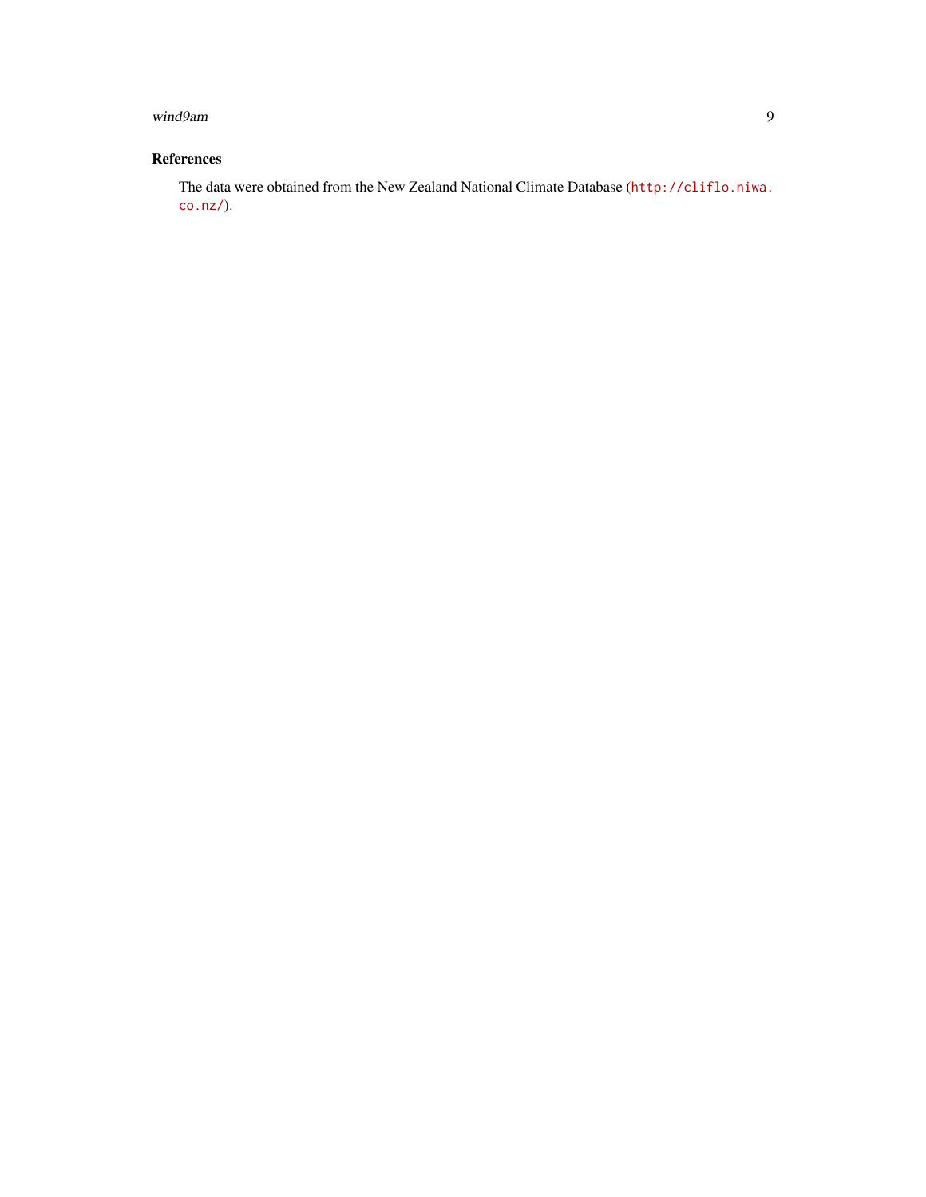### References

The data were obtained from the New Zealand National Climate Database (http://cliflo.niwa.co.nz/).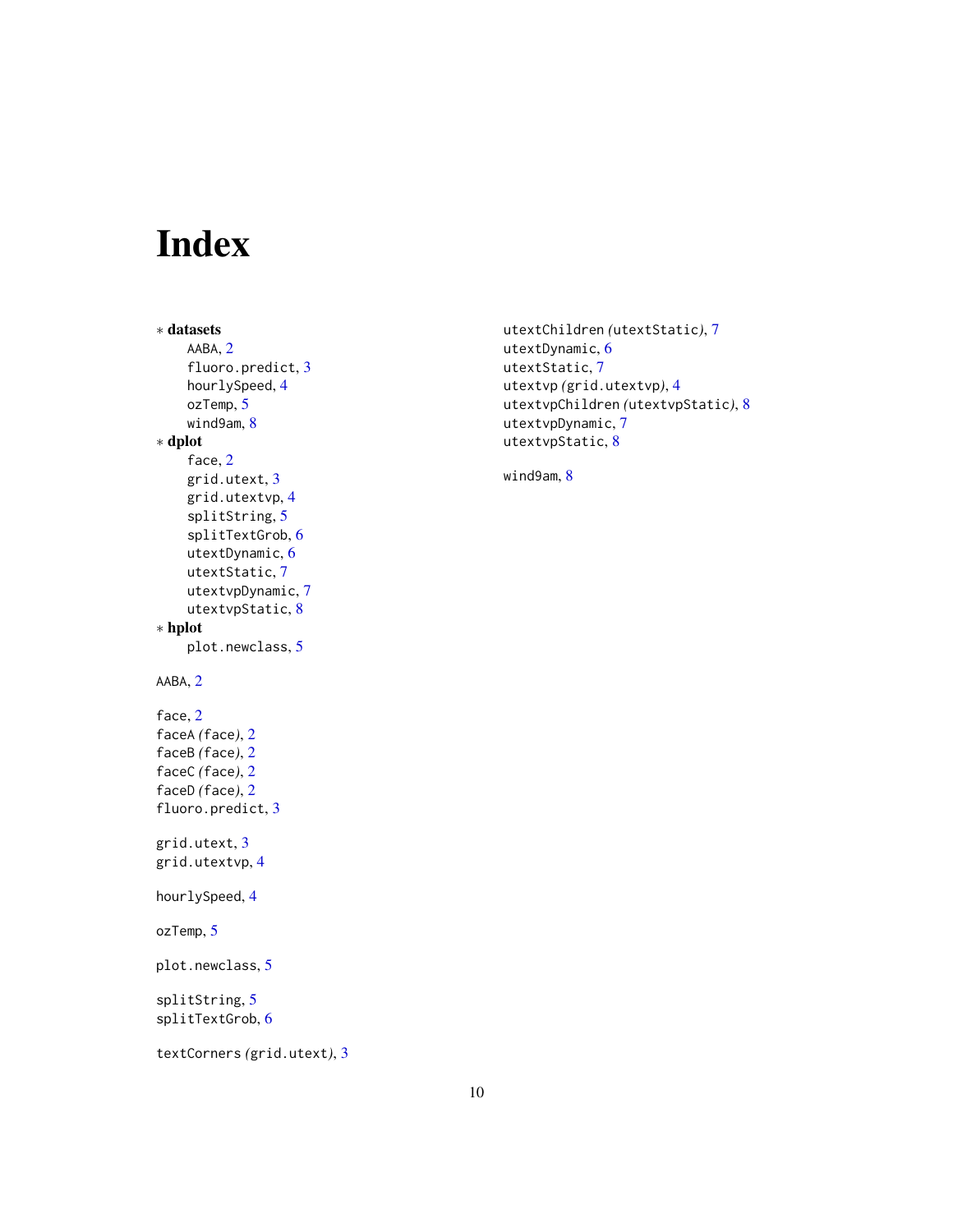# Index

* **datasets**
    - AABA, 2
    - fluoro.predict, 3
    - hourlySpeed, 4
    - ozTemp, 5
    - wind9am, 8
* **dplot**
    - face, 2
    - grid.utext, 3
    - grid.utextvp, 4
    - splitString, 5
    - splitTextGrob, 6
    - utextDynamic, 6
    - utextStatic, 7
    - utextvpDynamic, 7
    - utextvpStatic, 8
* **hplot**
    - plot.newclass, 5

AABA, 2

face, 2
faceA *(face)*, 2
faceB *(face)*, 2
faceC *(face)*, 2
faceD *(face)*, 2
fluoro.predict, 3

grid.utext, 3
grid.utextvp, 4

hourlySpeed, 4

ozTemp, 5

plot.newclass, 5

splitString, 5
splitTextGrob, 6

textCorners *(grid.utext)*, 3

utextChildren *(utextStatic)*, 7
utextDynamic, 6
utextStatic, 7
utextvp *(grid.utextvp)*, 4
utextvpChildren *(utextvpStatic)*, 8
utextvpDynamic, 7
utextvpStatic, 8

wind9am, 8